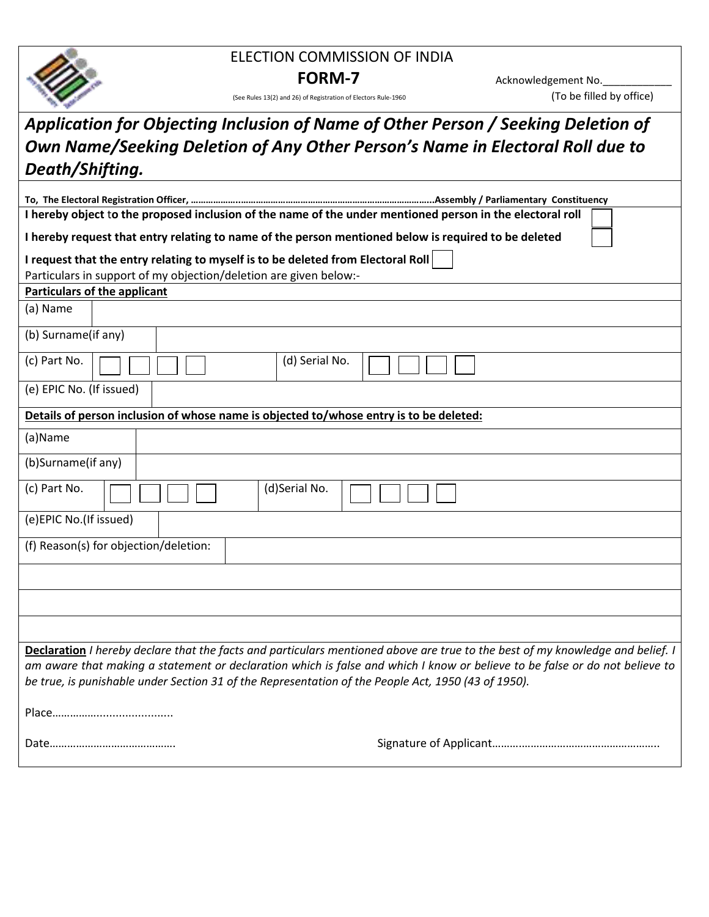ELECTION COMMISSION OF INDIA

**FORM-7**

Acknowledgement No.___________

(To be filled by office)

(See Rules 13(2) and 26) of Registration of Electors Rule-1960

## *Application for Objecting Inclusion of Name of Other Person / Seeking Deletion of Own Name/Seeking Deletion of Any Other Person's Name in Electoral Roll due to Death/Shifting.*

**To, The Electoral Registration Officer, …………………………………………………………………………………….Assembly / Parliamentary Constituency**

**I hereby object to the proposed inclusion of the name of the under mentioned person in the electoral roll** ☐

**I hereby request that entry relating to name of the person mentioned below is required to be deleted** ☐

**I request that the entry relating to myself is to be deleted from Electoral Roll** ☐

Particulars in support of my objection/deletion are given below:-

**Particulars of the applicant**

| | | | |
|---|---|---|---|
| (a) Name | | | |
| (b) Surname(if any) | | | |
| (c) Part No. | ☐☐☐☐ | (d) Serial No. | ☐☐☐☐ |
| (e) EPIC No. (If issued) | | | |

**Details of person inclusion of whose name is objected to/whose entry is to be deleted:**

| | | | |
|---|---|---|---|
| (a)Name | | | |
| (b)Surname(if any) | | | |
| (c) Part No. | ☐☐☐☐ | (d)Serial No. | ☐☐☐☐ |
| (e)EPIC No.(If issued) | | | |
| (f) Reason(s) for objection/deletion: | | | |
| | | | |
| | | | |
| | | | |

**Declaration** *I hereby declare that the facts and particulars mentioned above are true to the best of my knowledge and belief. I am aware that making a statement or declaration which is false and which I know or believe to be false or do not believe to be true, is punishable under Section 31 of the Representation of the People Act, 1950 (43 of 1950).*

Place…………….......................

Date……………………………………. Signature of Applicant…………………………………………………..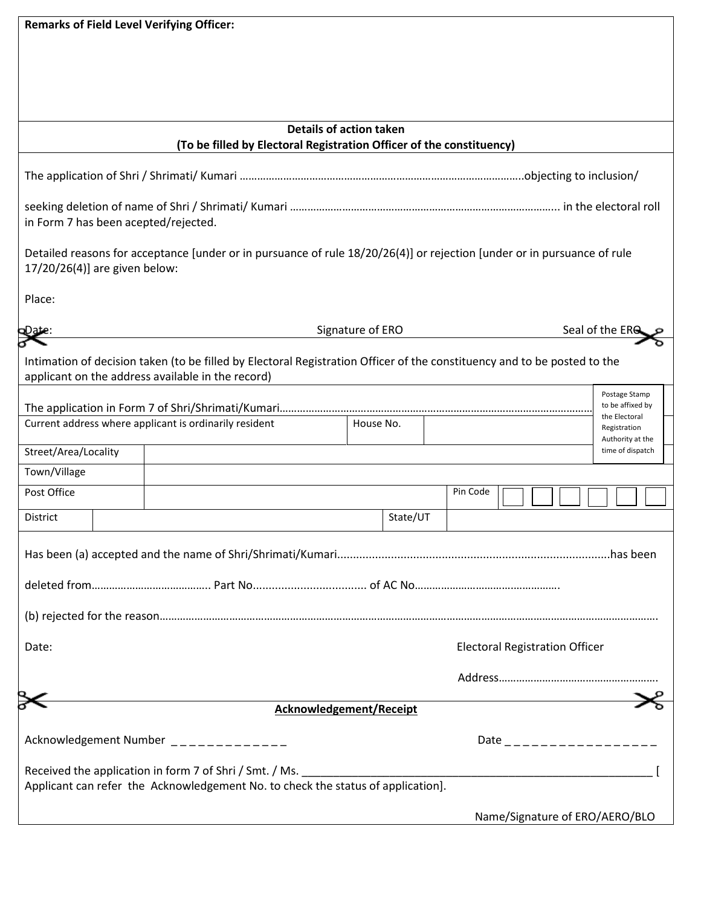**Remarks of Field Level Verifying Officer:**

**Details of action taken**
**(To be filled by Electoral Registration Officer of the constituency)**

The application of Shri / Shrimati/ Kumari ……………………………………………………………………………………..objecting to inclusion/

seeking deletion of name of Shri / Shrimati/ Kumari ……………………………………………………………………………….. in the electoral roll in Form 7 has been acepted/rejected.

Detailed reasons for acceptance [under or in pursuance of rule 18/20/26(4)] or rejection [under or in pursuance of rule 17/20/26(4)] are given below:

Place:

Date: Signature of ERO Seal of the ERO

Intimation of decision taken (to be filled by Electoral Registration Officer of the constituency and to be posted to the applicant on the address available in the record)

The application in Form 7 of Shri/Shrimati/Kumari……………………………………………………………………………………………………

Postage Stamp to be affixed by the Electoral Registration Authority at the time of dispatch

| | | | |
|---|---|---|---|
| Current address where applicant is ordinarily resident | | House No. | |
| Street/Area/Locality | | | |
| Town/Village | | | |
| Post Office | | Pin Code | |
| District | | State/UT | |

Has been (a) accepted and the name of Shri/Shrimati/Kumari.....................................................................................has been

deleted from………………………………….. Part No................................... of AC No………………………………………….

(b) rejected for the reason…………………………………………………………………………………………………………………………………………………

Date: Electoral Registration Officer

Address………………………………………………

**Acknowledgement/Receipt**

Acknowledgement Number _ _ _ _ _ _ _ _ _ _ _ _ _ Date _ _ _ _ _ _ _ _ _ _ _ _ _ _ _ _ _

Received the application in form 7 of Shri / Smt. / Ms. __________________________________________________________ [ Applicant can refer the Acknowledgement No. to check the status of application].

Name/Signature of ERO/AERO/BLO